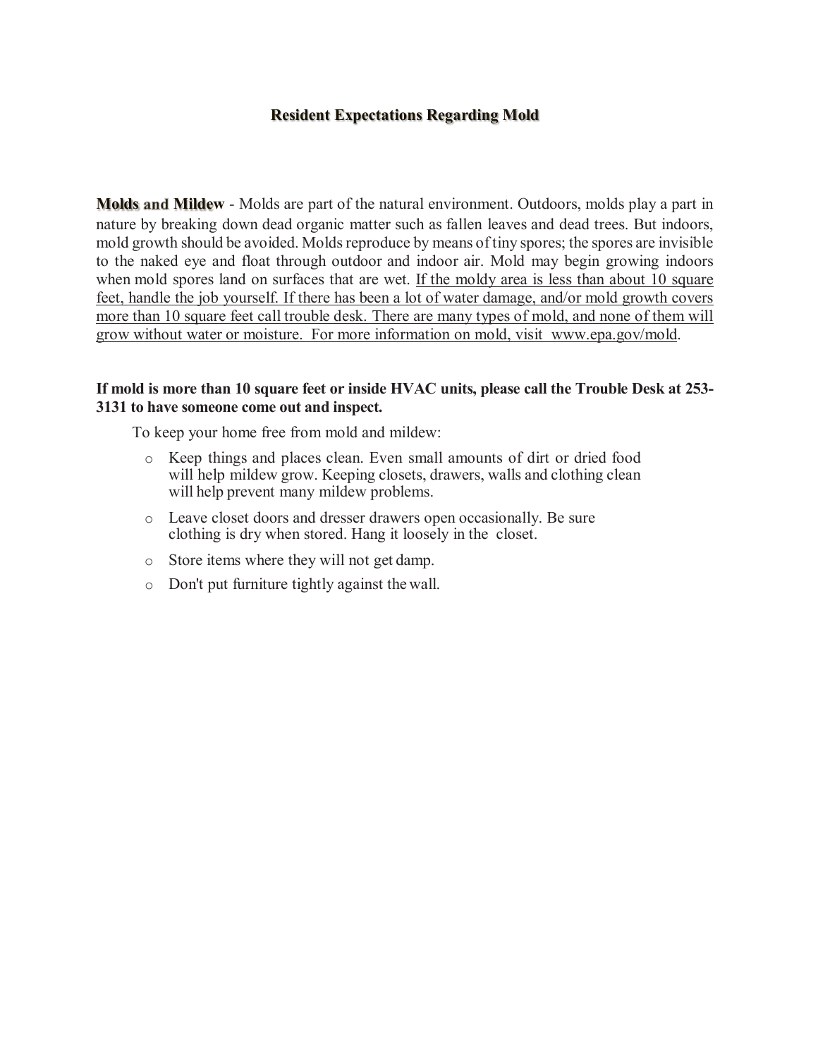# Resident Expectations Regarding Mold

**Molds and Mildew** - Molds are part of the natural environment. Outdoors, molds play a part in nature by breaking down dead organic matter such as fallen leaves and dead trees. But indoors, mold growth should be avoided. Molds reproduce by means of tiny spores; the spores are invisible to the naked eye and float through outdoor and indoor air. Mold may begin growing indoors when mold spores land on surfaces that are wet. <u>If the moldy area is less than about 10 square feet, handle the job yourself. If there has been a lot of water damage, and/or mold growth covers more than 10 square feet call trouble desk. There are many types of mold, and none of them will grow without water or moisture. For more information on mold, visit www.epa.gov/mold</u>.

**If mold is more than 10 square feet or inside HVAC units, please call the Trouble Desk at 253-3131 to have someone come out and inspect.**

To keep your home free from mold and mildew:

- Keep things and places clean. Even small amounts of dirt or dried food will help mildew grow. Keeping closets, drawers, walls and clothing clean will help prevent many mildew problems.
- Leave closet doors and dresser drawers open occasionally. Be sure clothing is dry when stored. Hang it loosely in the closet.
- Store items where they will not get damp.
- Don't put furniture tightly against the wall.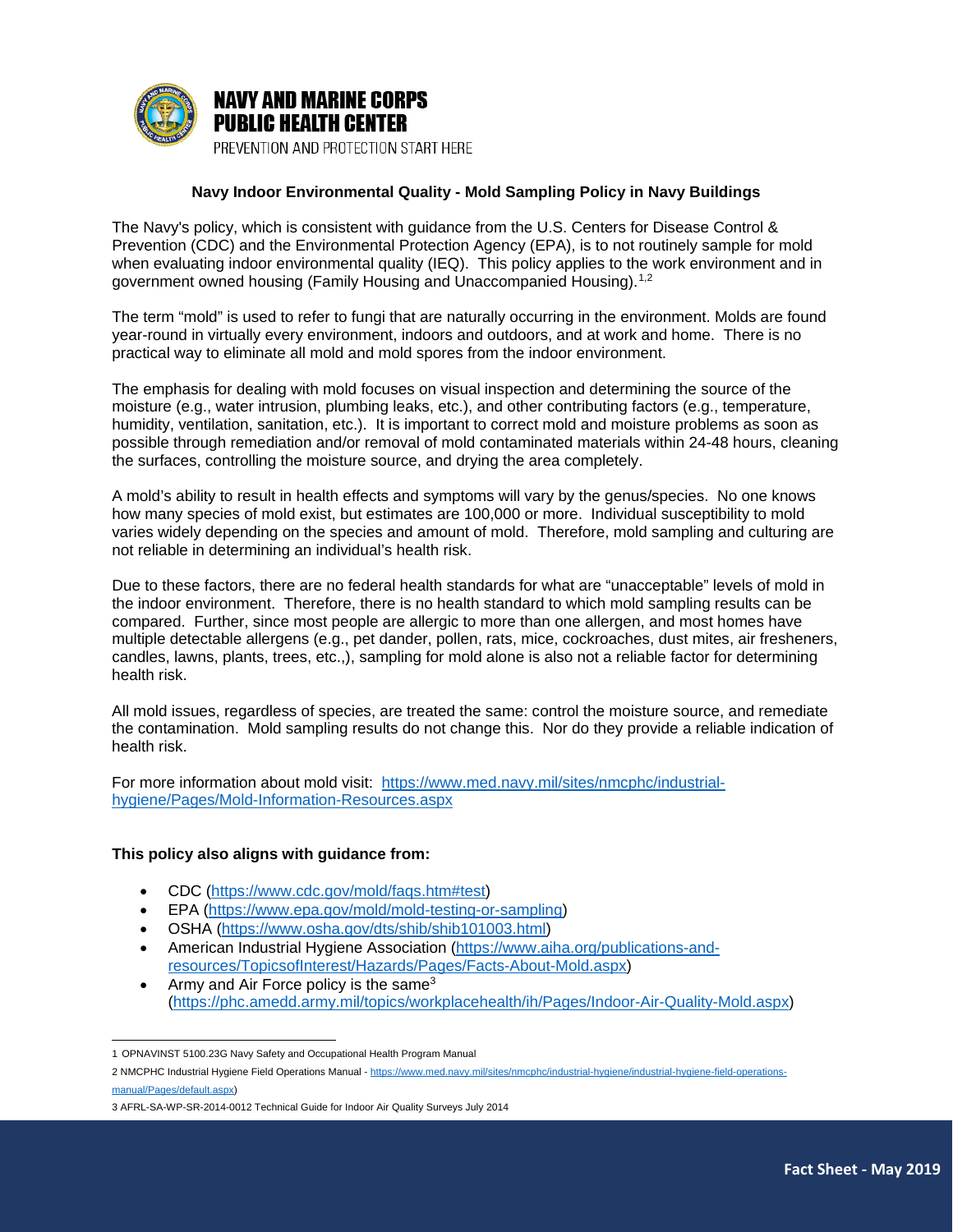**NAVY AND MARINE CORPS PUBLIC HEALTH CENTER**

PREVENTION AND PROTECTION START HERE

## Navy Indoor Environmental Quality - Mold Sampling Policy in Navy Buildings

The Navy's policy, which is consistent with guidance from the U.S. Centers for Disease Control & Prevention (CDC) and the Environmental Protection Agency (EPA), is to not routinely sample for mold when evaluating indoor environmental quality (IEQ). This policy applies to the work environment and in government owned housing (Family Housing and Unaccompanied Housing).[1,2]

The term "mold" is used to refer to fungi that are naturally occurring in the environment. Molds are found year-round in virtually every environment, indoors and outdoors, and at work and home. There is no practical way to eliminate all mold and mold spores from the indoor environment.

The emphasis for dealing with mold focuses on visual inspection and determining the source of the moisture (e.g., water intrusion, plumbing leaks, etc.), and other contributing factors (e.g., temperature, humidity, ventilation, sanitation, etc.). It is important to correct mold and moisture problems as soon as possible through remediation and/or removal of mold contaminated materials within 24-48 hours, cleaning the surfaces, controlling the moisture source, and drying the area completely.

A mold's ability to result in health effects and symptoms will vary by the genus/species. No one knows how many species of mold exist, but estimates are 100,000 or more. Individual susceptibility to mold varies widely depending on the species and amount of mold. Therefore, mold sampling and culturing are not reliable in determining an individual's health risk.

Due to these factors, there are no federal health standards for what are "unacceptable" levels of mold in the indoor environment. Therefore, there is no health standard to which mold sampling results can be compared. Further, since most people are allergic to more than one allergen, and most homes have multiple detectable allergens (e.g., pet dander, pollen, rats, mice, cockroaches, dust mites, air fresheners, candles, lawns, plants, trees, etc.,), sampling for mold alone is also not a reliable factor for determining health risk.

All mold issues, regardless of species, are treated the same: control the moisture source, and remediate the contamination. Mold sampling results do not change this. Nor do they provide a reliable indication of health risk.

For more information about mold visit: https://www.med.navy.mil/sites/nmcphc/industrial-hygiene/Pages/Mold-Information-Resources.aspx

**This policy also aligns with guidance from:**

- CDC (https://www.cdc.gov/mold/faqs.htm#test)
- EPA (https://www.epa.gov/mold/mold-testing-or-sampling)
- OSHA (https://www.osha.gov/dts/shib/shib101003.html)
- American Industrial Hygiene Association (https://www.aiha.org/publications-and-resources/TopicsofInterest/Hazards/Pages/Facts-About-Mold.aspx)
- Army and Air Force policy is the same[3] (https://phc.amedd.army.mil/topics/workplacehealth/ih/Pages/Indoor-Air-Quality-Mold.aspx)

---

1 OPNAVINST 5100.23G Navy Safety and Occupational Health Program Manual

2 NMCPHC Industrial Hygiene Field Operations Manual - https://www.med.navy.mil/sites/nmcphc/industrial-hygiene/industrial-hygiene-field-operations-manual/Pages/default.aspx)

3 AFRL-SA-WP-SR-2014-0012 Technical Guide for Indoor Air Quality Surveys July 2014

Fact Sheet - May 2019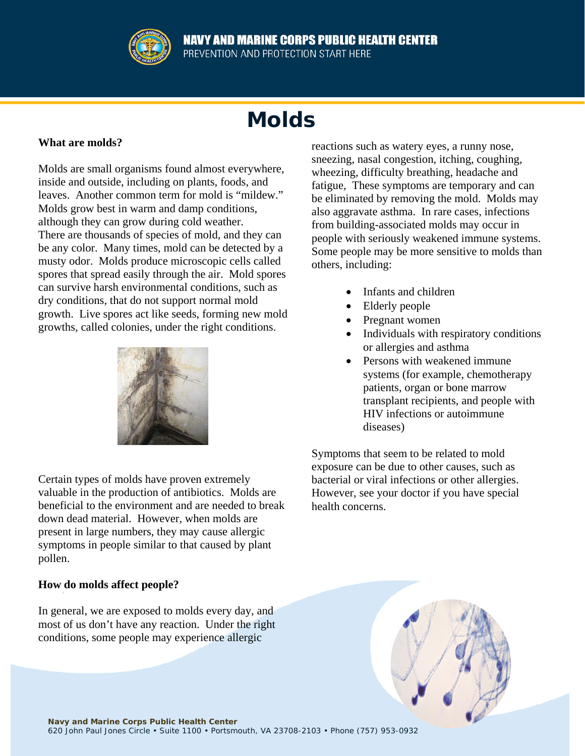# Molds

**What are molds?**

Molds are small organisms found almost everywhere, inside and outside, including on plants, foods, and leaves. Another common term for mold is "mildew." Molds grow best in warm and damp conditions, although they can grow during cold weather. There are thousands of species of mold, and they can be any color. Many times, mold can be detected by a musty odor. Molds produce microscopic cells called spores that spread easily through the air. Mold spores can survive harsh environmental conditions, such as dry conditions, that do not support normal mold growth. Live spores act like seeds, forming new mold growths, called colonies, under the right conditions.

Certain types of molds have proven extremely valuable in the production of antibiotics. Molds are beneficial to the environment and are needed to break down dead material. However, when molds are present in large numbers, they may cause allergic symptoms in people similar to that caused by plant pollen.

**How do molds affect people?**

In general, we are exposed to molds every day, and most of us don't have any reaction. Under the right conditions, some people may experience allergic reactions such as watery eyes, a runny nose, sneezing, nasal congestion, itching, coughing, wheezing, difficulty breathing, headache and fatigue, These symptoms are temporary and can be eliminated by removing the mold. Molds may also aggravate asthma. In rare cases, infections from building-associated molds may occur in people with seriously weakened immune systems. Some people may be more sensitive to molds than others, including:

- Infants and children
- Elderly people
- Pregnant women
- Individuals with respiratory conditions or allergies and asthma
- Persons with weakened immune systems (for example, chemotherapy patients, organ or bone marrow transplant recipients, and people with HIV infections or autoimmune diseases)

Symptoms that seem to be related to mold exposure can be due to other causes, such as bacterial or viral infections or other allergies. However, see your doctor if you have special health concerns.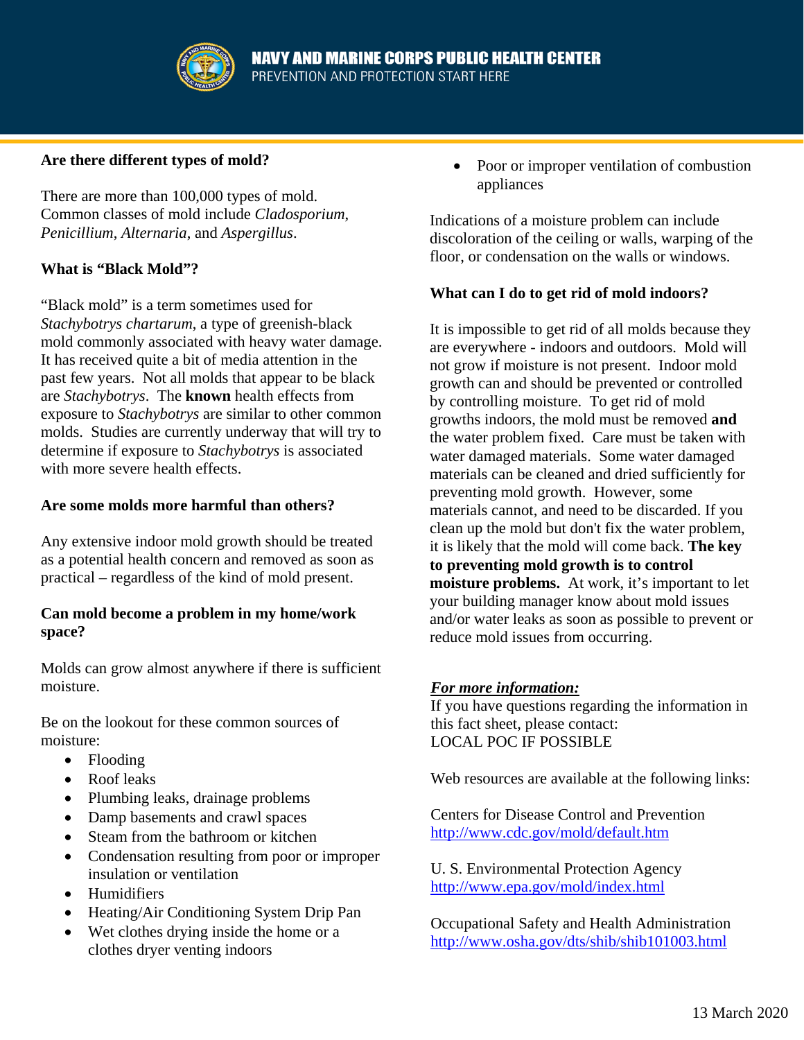### Are there different types of mold?

There are more than 100,000 types of mold. Common classes of mold include *Cladosporium*, *Penicillium*, *Alternaria*, and *Aspergillus*.

### What is "Black Mold"?

"Black mold" is a term sometimes used for *Stachybotrys chartarum*, a type of greenish-black mold commonly associated with heavy water damage. It has received quite a bit of media attention in the past few years. Not all molds that appear to be black are *Stachybotrys*. The **known** health effects from exposure to *Stachybotrys* are similar to other common molds. Studies are currently underway that will try to determine if exposure to *Stachybotrys* is associated with more severe health effects.

### Are some molds more harmful than others?

Any extensive indoor mold growth should be treated as a potential health concern and removed as soon as practical – regardless of the kind of mold present.

### Can mold become a problem in my home/work space?

Molds can grow almost anywhere if there is sufficient moisture.

Be on the lookout for these common sources of moisture:

- Flooding
- Roof leaks
- Plumbing leaks, drainage problems
- Damp basements and crawl spaces
- Steam from the bathroom or kitchen
- Condensation resulting from poor or improper insulation or ventilation
- Humidifiers
- Heating/Air Conditioning System Drip Pan
- Wet clothes drying inside the home or a clothes dryer venting indoors
- Poor or improper ventilation of combustion appliances

Indications of a moisture problem can include discoloration of the ceiling or walls, warping of the floor, or condensation on the walls or windows.

### What can I do to get rid of mold indoors?

It is impossible to get rid of all molds because they are everywhere - indoors and outdoors. Mold will not grow if moisture is not present. Indoor mold growth can and should be prevented or controlled by controlling moisture. To get rid of mold growths indoors, the mold must be removed **and** the water problem fixed. Care must be taken with water damaged materials. Some water damaged materials can be cleaned and dried sufficiently for preventing mold growth. However, some materials cannot, and need to be discarded. If you clean up the mold but don't fix the water problem, it is likely that the mold will come back. **The key to preventing mold growth is to control moisture problems.** At work, it's important to let your building manager know about mold issues and/or water leaks as soon as possible to prevent or reduce mold issues from occurring.

***For more information:***

If you have questions regarding the information in this fact sheet, please contact:
LOCAL POC IF POSSIBLE

Web resources are available at the following links:

Centers for Disease Control and Prevention
http://www.cdc.gov/mold/default.htm

U. S. Environmental Protection Agency
http://www.epa.gov/mold/index.html

Occupational Safety and Health Administration
http://www.osha.gov/dts/shib/shib101003.html

13 March 2020